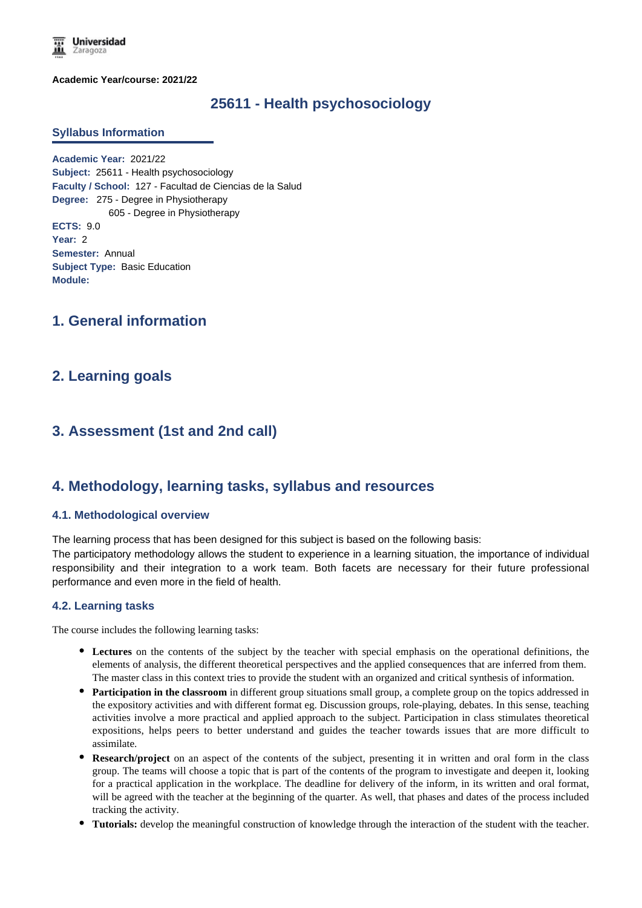**Academic Year/course: 2021/22**

# 25611 - Health psychosociology

## Syllabus Information

**Academic Year:** 2021/22
**Subject:** 25611 - Health psychosociology
**Faculty / School:** 127 - Facultad de Ciencias de la Salud
**Degree:** 275 - Degree in Physiotherapy
605 - Degree in Physiotherapy
**ECTS:** 9.0
**Year:** 2
**Semester:** Annual
**Subject Type:** Basic Education
**Module:**

## 1. General information

## 2. Learning goals

## 3. Assessment (1st and 2nd call)

## 4. Methodology, learning tasks, syllabus and resources

### 4.1. Methodological overview

The learning process that has been designed for this subject is based on the following basis:
The participatory methodology allows the student to experience in a learning situation, the importance of individual responsibility and their integration to a work team. Both facets are necessary for their future professional performance and even more in the field of health.

### 4.2. Learning tasks

The course includes the following learning tasks:

- **Lectures** on the contents of the subject by the teacher with special emphasis on the operational definitions, the elements of analysis, the different theoretical perspectives and the applied consequences that are inferred from them. The master class in this context tries to provide the student with an organized and critical synthesis of information.
- **Participation in the classroom** in different group situations small group, a complete group on the topics addressed in the expository activities and with different format eg. Discussion groups, role-playing, debates. In this sense, teaching activities involve a more practical and applied approach to the subject. Participation in class stimulates theoretical expositions, helps peers to better understand and guides the teacher towards issues that are more difficult to assimilate.
- **Research/project** on an aspect of the contents of the subject, presenting it in written and oral form in the class group. The teams will choose a topic that is part of the contents of the program to investigate and deepen it, looking for a practical application in the workplace. The deadline for delivery of the inform, in its written and oral format, will be agreed with the teacher at the beginning of the quarter. As well, that phases and dates of the process included tracking the activity.
- **Tutorials:** develop the meaningful construction of knowledge through the interaction of the student with the teacher.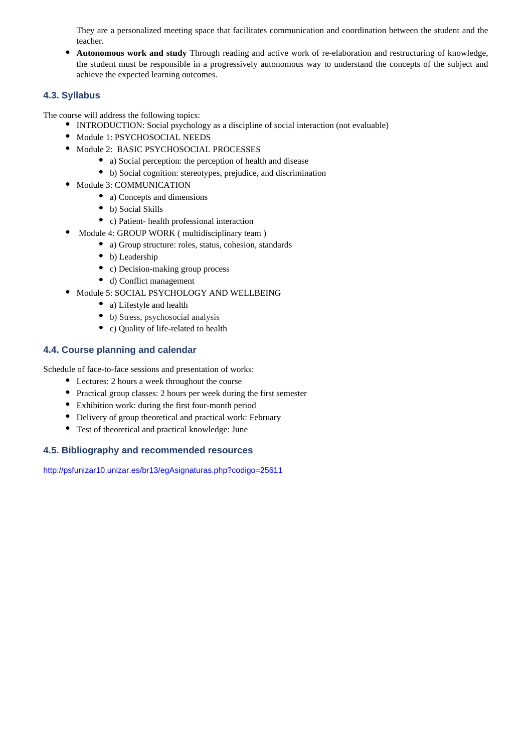They are a personalized meeting space that facilitates communication and coordination between the student and the teacher.

- **Autonomous work and study** Through reading and active work of re-elaboration and restructuring of knowledge, the student must be responsible in a progressively autonomous way to understand the concepts of the subject and achieve the expected learning outcomes.

### 4.3. Syllabus

The course will address the following topics:

- INTRODUCTION: Social psychology as a discipline of social interaction (not evaluable)
- Module 1: PSYCHOSOCIAL NEEDS
- Module 2: BASIC PSYCHOSOCIAL PROCESSES
  - a) Social perception: the perception of health and disease
  - b) Social cognition: stereotypes, prejudice, and discrimination
- Module 3: COMMUNICATION
  - a) Concepts and dimensions
  - b) Social Skills
  - c) Patient- health professional interaction
- Module 4: GROUP WORK ( multidisciplinary team )
  - a) Group structure: roles, status, cohesion, standards
  - b) Leadership
  - c) Decision-making group process
  - d) Conflict management
- Module 5: SOCIAL PSYCHOLOGY AND WELLBEING
  - a) Lifestyle and health
  - b) Stress, psychosocial analysis
  - c) Quality of life-related to health

### 4.4. Course planning and calendar

Schedule of face-to-face sessions and presentation of works:

- Lectures: 2 hours a week throughout the course
- Practical group classes: 2 hours per week during the first semester
- Exhibition work: during the first four-month period
- Delivery of group theoretical and practical work: February
- Test of theoretical and practical knowledge: June

### 4.5. Bibliography and recommended resources

http://psfunizar10.unizar.es/br13/egAsignaturas.php?codigo=25611